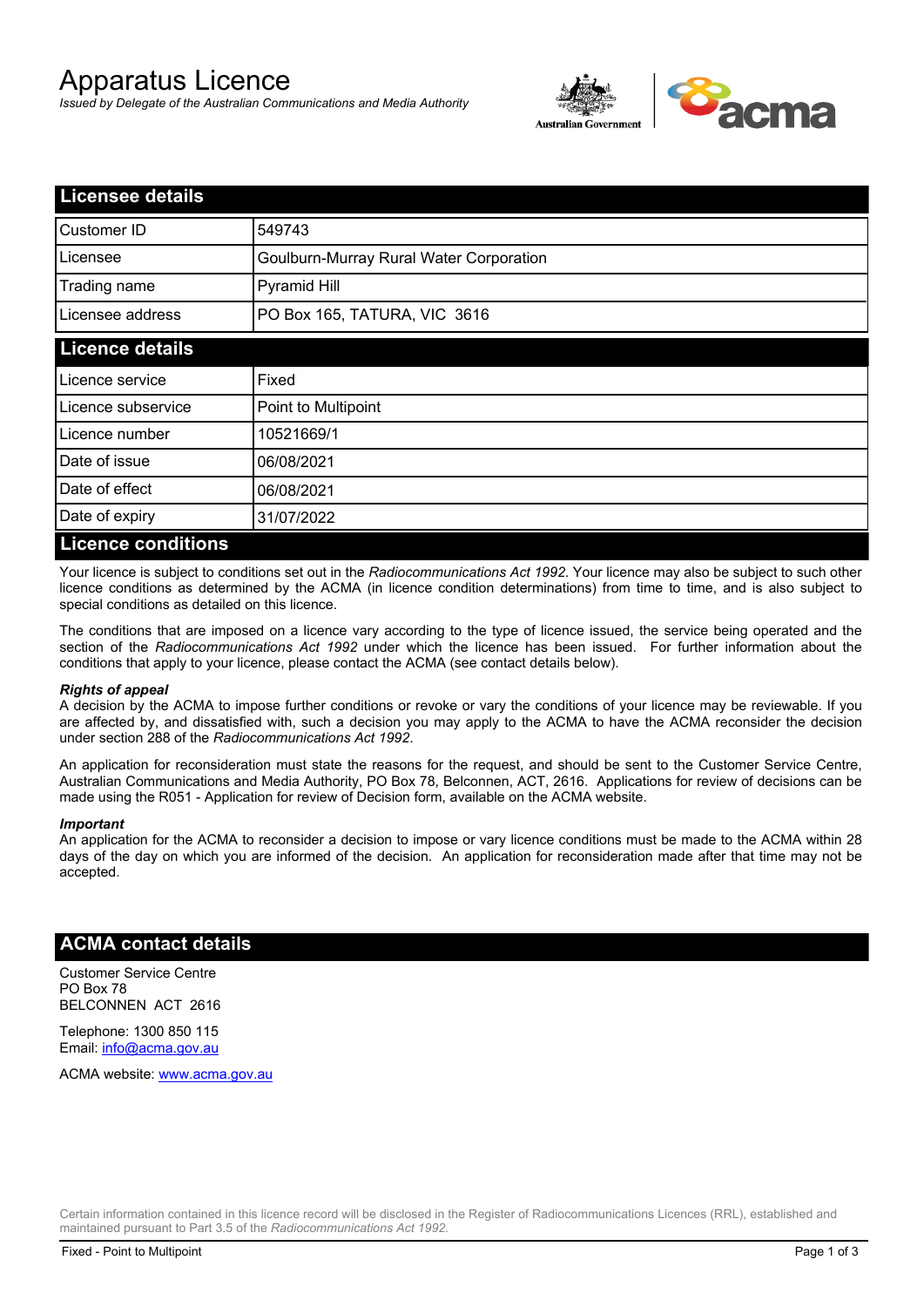# Apparatus Licence

*Issued by Delegate of the Australian Communications and Media Authority*

## Licensee details

| Customer ID | 549743 |
|---|---|
| Licensee | Goulburn-Murray Rural Water Corporation |
| Trading name | Pyramid Hill |
| Licensee address | PO Box 165, TATURA, VIC 3616 |

## Licence details

| Licence service | Fixed |
|---|---|
| Licence subservice | Point to Multipoint |
| Licence number | 10521669/1 |
| Date of issue | 06/08/2021 |
| Date of effect | 06/08/2021 |
| Date of expiry | 31/07/2022 |

## Licence conditions

Your licence is subject to conditions set out in the *Radiocommunications Act 1992*. Your licence may also be subject to such other licence conditions as determined by the ACMA (in licence condition determinations) from time to time, and is also subject to special conditions as detailed on this licence.

The conditions that are imposed on a licence vary according to the type of licence issued, the service being operated and the section of the *Radiocommunications Act 1992* under which the licence has been issued. For further information about the conditions that apply to your licence, please contact the ACMA (see contact details below).

***Rights of appeal***

A decision by the ACMA to impose further conditions or revoke or vary the conditions of your licence may be reviewable. If you are affected by, and dissatisfied with, such a decision you may apply to the ACMA to have the ACMA reconsider the decision under section 288 of the *Radiocommunications Act 1992*.

An application for reconsideration must state the reasons for the request, and should be sent to the Customer Service Centre, Australian Communications and Media Authority, PO Box 78, Belconnen, ACT, 2616. Applications for review of decisions can be made using the R051 - Application for review of Decision form, available on the ACMA website.

***Important***

An application for the ACMA to reconsider a decision to impose or vary licence conditions must be made to the ACMA within 28 days of the day on which you are informed of the decision. An application for reconsideration made after that time may not be accepted.

## ACMA contact details

Customer Service Centre
PO Box 78
BELCONNEN ACT 2616

Telephone: 1300 850 115
Email: info@acma.gov.au

ACMA website: www.acma.gov.au

Certain information contained in this licence record will be disclosed in the Register of Radiocommunications Licences (RRL), established and maintained pursuant to Part 3.5 of the *Radiocommunications Act 1992.*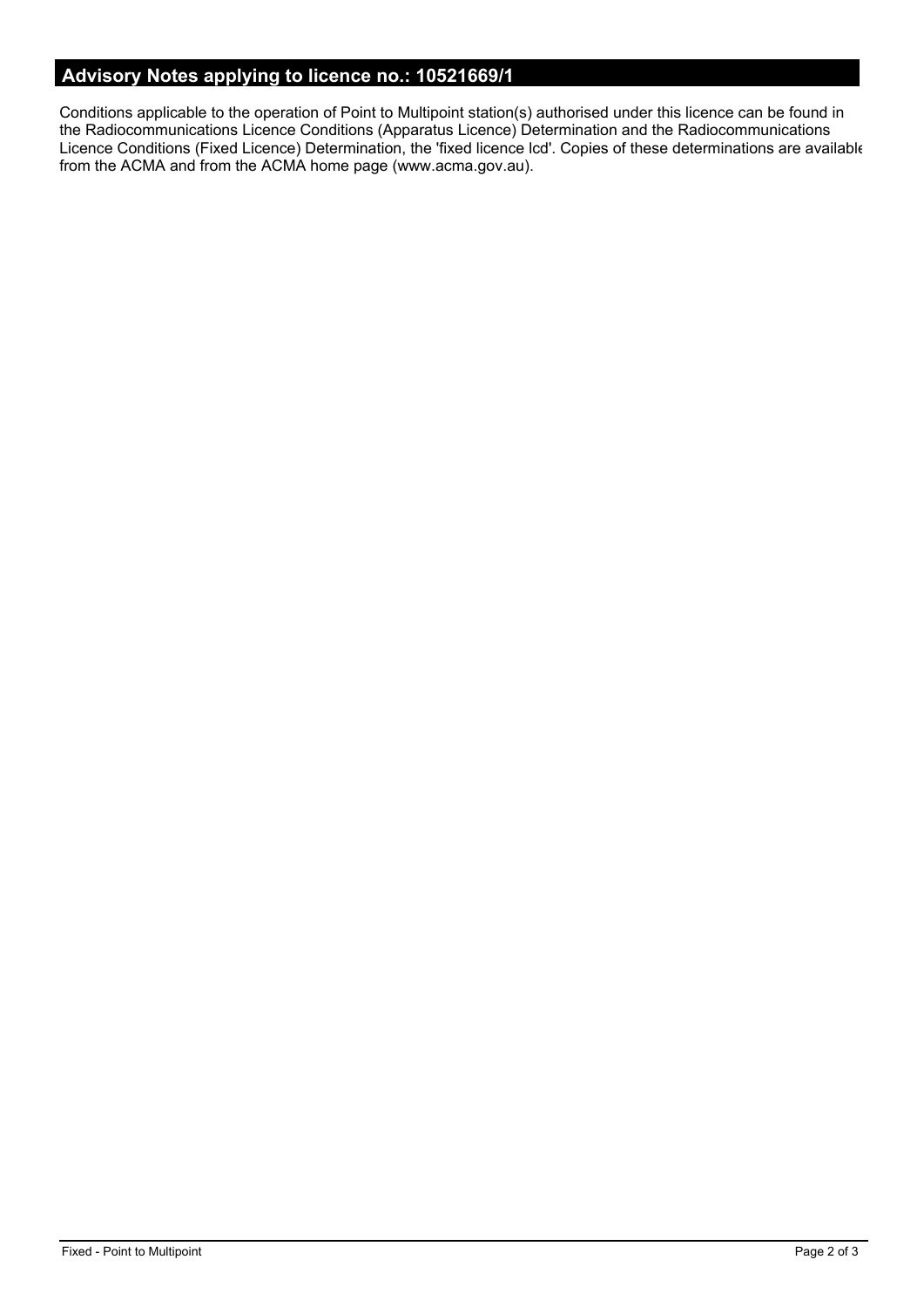## Advisory Notes applying to licence no.: 10521669/1

Conditions applicable to the operation of Point to Multipoint station(s) authorised under this licence can be found in the Radiocommunications Licence Conditions (Apparatus Licence) Determination and the Radiocommunications Licence Conditions (Fixed Licence) Determination, the 'fixed licence lcd'. Copies of these determinations are available from the ACMA and from the ACMA home page (www.acma.gov.au).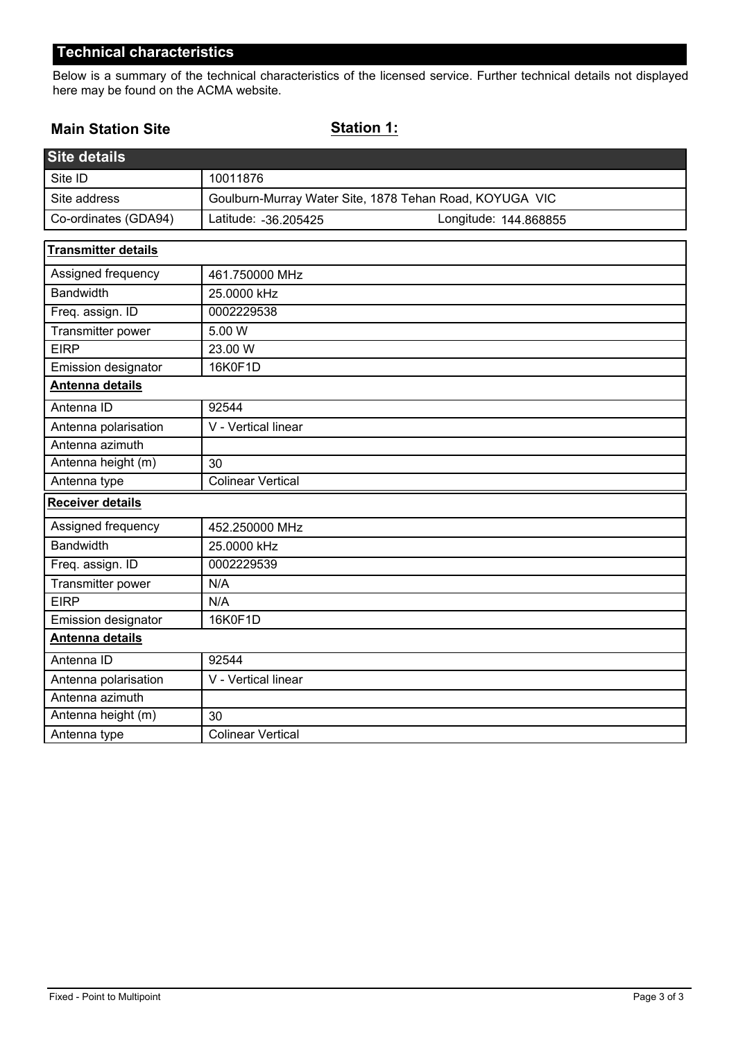## Technical characteristics

Below is a summary of the technical characteristics of the licensed service. Further technical details not displayed here may be found on the ACMA website.

**Main Station Site** **Station 1:**

| Site details | |
|---|---|
| Site ID | 10011876 |
| Site address | Goulburn-Murray Water Site, 1878 Tehan Road, KOYUGA VIC |
| Co-ordinates (GDA94) | Latitude: -36.205425 Longitude: 144.868855 |

| **Transmitter details** | |
|---|---|
| Assigned frequency | 461.750000 MHz |
| Bandwidth | 25.0000 kHz |
| Freq. assign. ID | 0002229538 |
| Transmitter power | 5.00 W |
| EIRP | 23.00 W |
| Emission designator | 16K0F1D |
| **Antenna details** | |
| Antenna ID | 92544 |
| Antenna polarisation | V - Vertical linear |
| Antenna azimuth | |
| Antenna height (m) | 30 |
| Antenna type | Colinear Vertical |
| **Receiver details** | |
| Assigned frequency | 452.250000 MHz |
| Bandwidth | 25.0000 kHz |
| Freq. assign. ID | 0002229539 |
| Transmitter power | N/A |
| EIRP | N/A |
| Emission designator | 16K0F1D |
| **Antenna details** | |
| Antenna ID | 92544 |
| Antenna polarisation | V - Vertical linear |
| Antenna azimuth | |
| Antenna height (m) | 30 |
| Antenna type | Colinear Vertical |

Fixed - Point to Multipoint